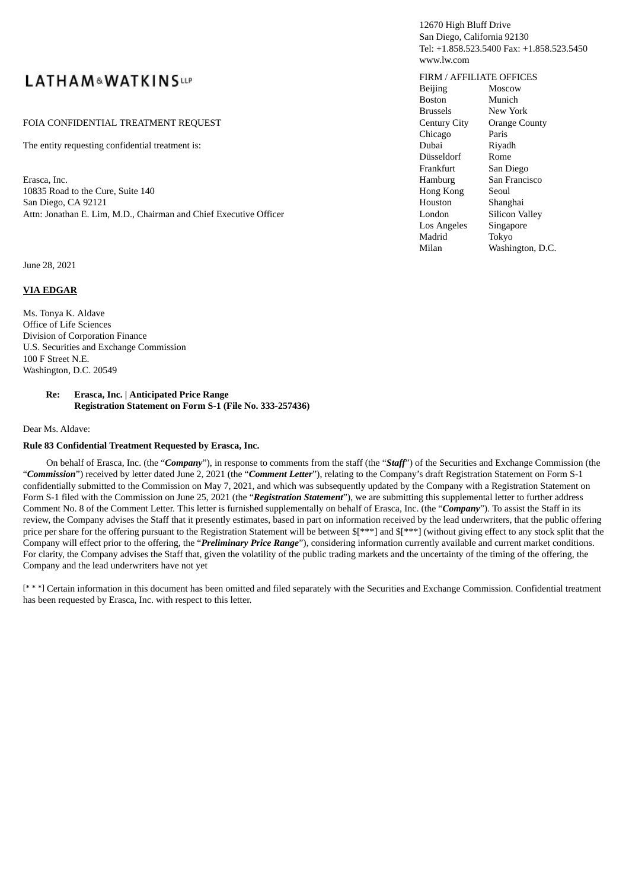LATHAM&WATKINS LLP

12670 High Bluff Drive
San Diego, California 92130
Tel: +1.858.523.5400 Fax: +1.858.523.5450
www.lw.com

FIRM / AFFILIATE OFFICES

| | |
|---|---|
| Beijing | Moscow |
| Boston | Munich |
| Brussels | New York |
| Century City | Orange County |
| Chicago | Paris |
| Dubai | Riyadh |
| Düsseldorf | Rome |
| Frankfurt | San Diego |
| Hamburg | San Francisco |
| Hong Kong | Seoul |
| Houston | Shanghai |
| London | Silicon Valley |
| Los Angeles | Singapore |
| Madrid | Tokyo |
| Milan | Washington, D.C. |

FOIA CONFIDENTIAL TREATMENT REQUEST

The entity requesting confidential treatment is:

Erasca, Inc.
10835 Road to the Cure, Suite 140
San Diego, CA 92121
Attn: Jonathan E. Lim, M.D., Chairman and Chief Executive Officer

June 28, 2021

**VIA EDGAR**

Ms. Tonya K. Aldave
Office of Life Sciences
Division of Corporation Finance
U.S. Securities and Exchange Commission
100 F Street N.E.
Washington, D.C. 20549

**Re: Erasca, Inc. | Anticipated Price Range**
**Registration Statement on Form S-1 (File No. 333-257436)**

Dear Ms. Aldave:

**Rule 83 Confidential Treatment Requested by Erasca, Inc.**

On behalf of Erasca, Inc. (the "***Company***"), in response to comments from the staff (the "***Staff***") of the Securities and Exchange Commission (the "***Commission***") received by letter dated June 2, 2021 (the "***Comment Letter***"), relating to the Company's draft Registration Statement on Form S-1 confidentially submitted to the Commission on May 7, 2021, and which was subsequently updated by the Company with a Registration Statement on Form S-1 filed with the Commission on June 25, 2021 (the "***Registration Statement***"), we are submitting this supplemental letter to further address Comment No. 8 of the Comment Letter. This letter is furnished supplementally on behalf of Erasca, Inc. (the "***Company***"). To assist the Staff in its review, the Company advises the Staff that it presently estimates, based in part on information received by the lead underwriters, that the public offering price per share for the offering pursuant to the Registration Statement will be between $[***] and $[***] (without giving effect to any stock split that the Company will effect prior to the offering, the "***Preliminary Price Range***"), considering information currently available and current market conditions. For clarity, the Company advises the Staff that, given the volatility of the public trading markets and the uncertainty of the timing of the offering, the Company and the lead underwriters have not yet

[* * *] Certain information in this document has been omitted and filed separately with the Securities and Exchange Commission. Confidential treatment has been requested by Erasca, Inc. with respect to this letter.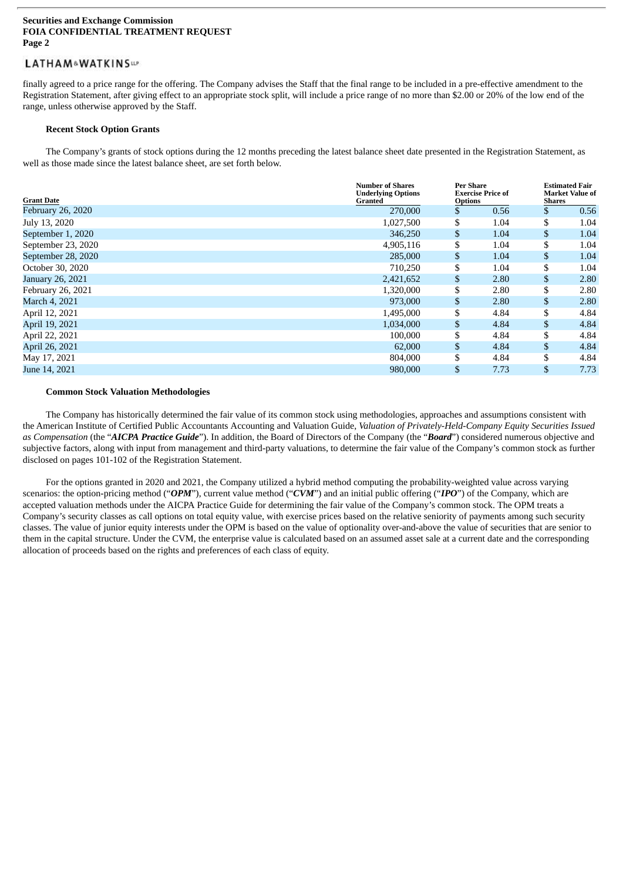finally agreed to a price range for the offering. The Company advises the Staff that the final range to be included in a pre-effective amendment to the Registration Statement, after giving effect to an appropriate stock split, will include a price range of no more than $2.00 or 20% of the low end of the range, unless otherwise approved by the Staff.

**Recent Stock Option Grants**

The Company's grants of stock options during the 12 months preceding the latest balance sheet date presented in the Registration Statement, as well as those made since the latest balance sheet, are set forth below.

| Grant Date | Number of Shares Underlying Options Granted | Per Share Exercise Price of Options | Estimated Fair Market Value of Shares |
|---|---|---|---|
| February 26, 2020 | 270,000 | $ 0.56 | $ 0.56 |
| July 13, 2020 | 1,027,500 | $ 1.04 | $ 1.04 |
| September 1, 2020 | 346,250 | $ 1.04 | $ 1.04 |
| September 23, 2020 | 4,905,116 | $ 1.04 | $ 1.04 |
| September 28, 2020 | 285,000 | $ 1.04 | $ 1.04 |
| October 30, 2020 | 710,250 | $ 1.04 | $ 1.04 |
| January 26, 2021 | 2,421,652 | $ 2.80 | $ 2.80 |
| February 26, 2021 | 1,320,000 | $ 2.80 | $ 2.80 |
| March 4, 2021 | 973,000 | $ 2.80 | $ 2.80 |
| April 12, 2021 | 1,495,000 | $ 4.84 | $ 4.84 |
| April 19, 2021 | 1,034,000 | $ 4.84 | $ 4.84 |
| April 22, 2021 | 100,000 | $ 4.84 | $ 4.84 |
| April 26, 2021 | 62,000 | $ 4.84 | $ 4.84 |
| May 17, 2021 | 804,000 | $ 4.84 | $ 4.84 |
| June 14, 2021 | 980,000 | $ 7.73 | $ 7.73 |

**Common Stock Valuation Methodologies**

The Company has historically determined the fair value of its common stock using methodologies, approaches and assumptions consistent with the American Institute of Certified Public Accountants Accounting and Valuation Guide, *Valuation of Privately-Held-Company Equity Securities Issued as Compensation* (the "***AICPA Practice Guide***"). In addition, the Board of Directors of the Company (the "***Board***") considered numerous objective and subjective factors, along with input from management and third-party valuations, to determine the fair value of the Company's common stock as further disclosed on pages 101-102 of the Registration Statement.

For the options granted in 2020 and 2021, the Company utilized a hybrid method computing the probability-weighted value across varying scenarios: the option-pricing method ("***OPM***"), current value method ("***CVM***") and an initial public offering ("***IPO***") of the Company, which are accepted valuation methods under the AICPA Practice Guide for determining the fair value of the Company's common stock. The OPM treats a Company's security classes as call options on total equity value, with exercise prices based on the relative seniority of payments among such security classes. The value of junior equity interests under the OPM is based on the value of optionality over-and-above the value of securities that are senior to them in the capital structure. Under the CVM, the enterprise value is calculated based on an assumed asset sale at a current date and the corresponding allocation of proceeds based on the rights and preferences of each class of equity.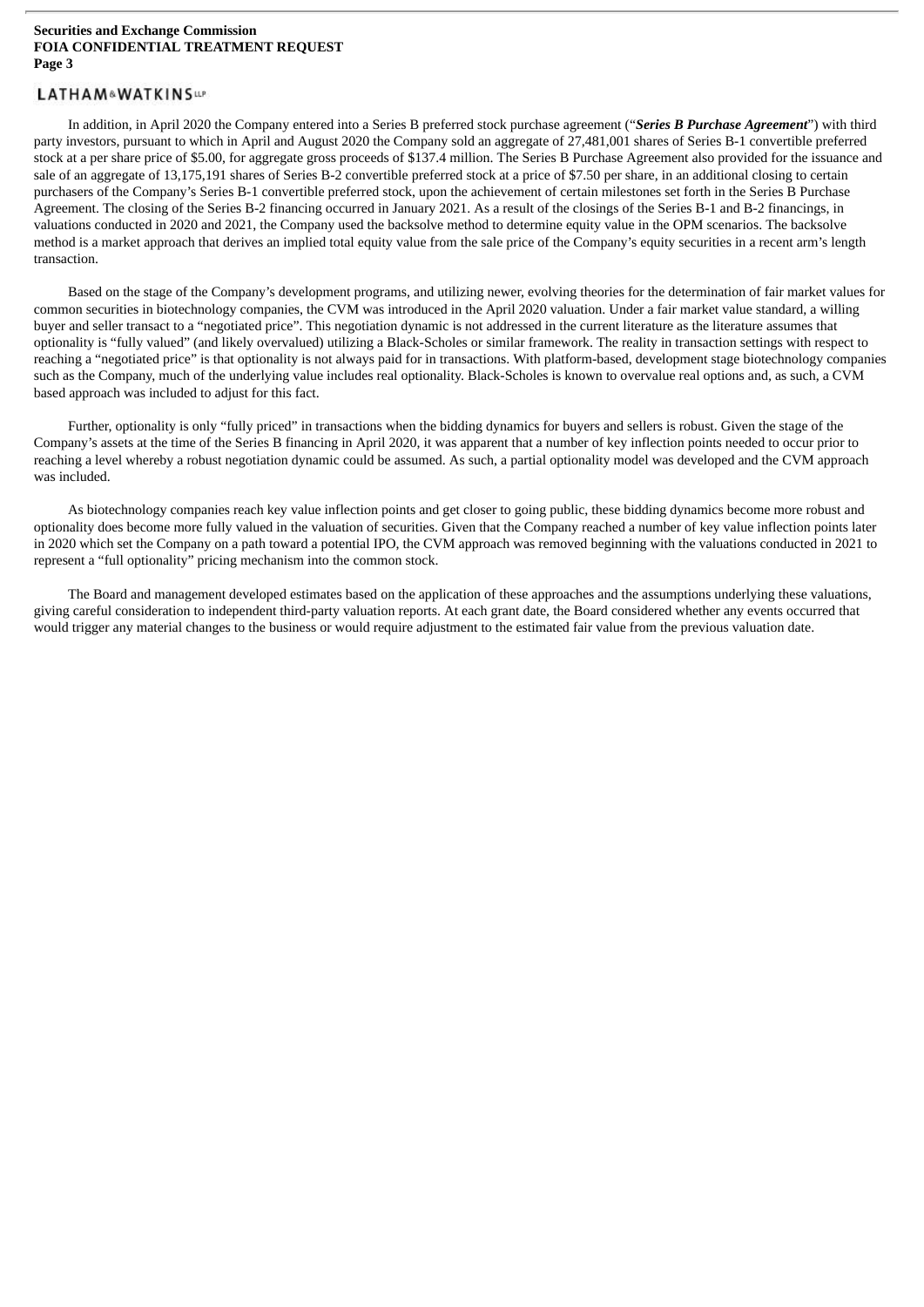In addition, in April 2020 the Company entered into a Series B preferred stock purchase agreement ("***Series B Purchase Agreement***") with third party investors, pursuant to which in April and August 2020 the Company sold an aggregate of 27,481,001 shares of Series B-1 convertible preferred stock at a per share price of $5.00, for aggregate gross proceeds of $137.4 million. The Series B Purchase Agreement also provided for the issuance and sale of an aggregate of 13,175,191 shares of Series B-2 convertible preferred stock at a price of $7.50 per share, in an additional closing to certain purchasers of the Company's Series B-1 convertible preferred stock, upon the achievement of certain milestones set forth in the Series B Purchase Agreement. The closing of the Series B-2 financing occurred in January 2021. As a result of the closings of the Series B-1 and B-2 financings, in valuations conducted in 2020 and 2021, the Company used the backsolve method to determine equity value in the OPM scenarios. The backsolve method is a market approach that derives an implied total equity value from the sale price of the Company's equity securities in a recent arm's length transaction.

Based on the stage of the Company's development programs, and utilizing newer, evolving theories for the determination of fair market values for common securities in biotechnology companies, the CVM was introduced in the April 2020 valuation. Under a fair market value standard, a willing buyer and seller transact to a "negotiated price". This negotiation dynamic is not addressed in the current literature as the literature assumes that optionality is "fully valued" (and likely overvalued) utilizing a Black-Scholes or similar framework. The reality in transaction settings with respect to reaching a "negotiated price" is that optionality is not always paid for in transactions. With platform-based, development stage biotechnology companies such as the Company, much of the underlying value includes real optionality. Black-Scholes is known to overvalue real options and, as such, a CVM based approach was included to adjust for this fact.

Further, optionality is only "fully priced" in transactions when the bidding dynamics for buyers and sellers is robust. Given the stage of the Company's assets at the time of the Series B financing in April 2020, it was apparent that a number of key inflection points needed to occur prior to reaching a level whereby a robust negotiation dynamic could be assumed. As such, a partial optionality model was developed and the CVM approach was included.

As biotechnology companies reach key value inflection points and get closer to going public, these bidding dynamics become more robust and optionality does become more fully valued in the valuation of securities. Given that the Company reached a number of key value inflection points later in 2020 which set the Company on a path toward a potential IPO, the CVM approach was removed beginning with the valuations conducted in 2021 to represent a "full optionality" pricing mechanism into the common stock.

The Board and management developed estimates based on the application of these approaches and the assumptions underlying these valuations, giving careful consideration to independent third-party valuation reports. At each grant date, the Board considered whether any events occurred that would trigger any material changes to the business or would require adjustment to the estimated fair value from the previous valuation date.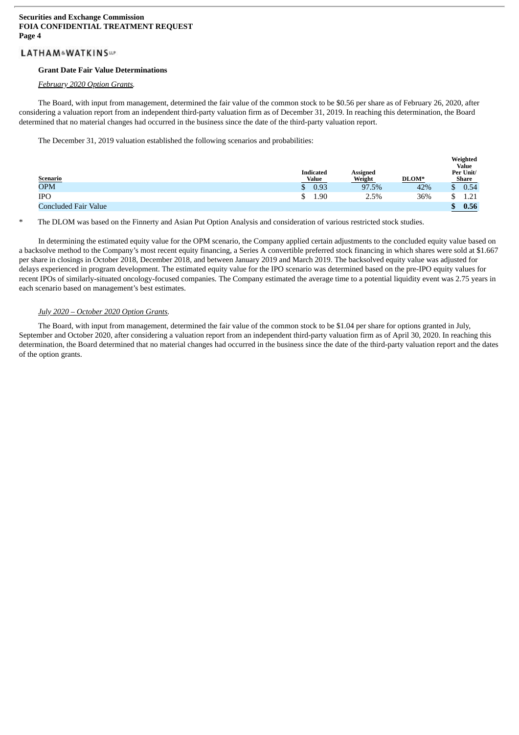**Grant Date Fair Value Determinations**

*February 2020 Option Grants.*

The Board, with input from management, determined the fair value of the common stock to be $0.56 per share as of February 26, 2020, after considering a valuation report from an independent third-party valuation firm as of December 31, 2019. In reaching this determination, the Board determined that no material changes had occurred in the business since the date of the third-party valuation report.

The December 31, 2019 valuation established the following scenarios and probabilities:

| Scenario | Indicated Value | Assigned Weight | DLOM* | Weighted Value Per Unit/ Share |
|---|---|---|---|---|
| OPM | $ 0.93 | 97.5% | 42% | $ 0.54 |
| IPO | $ 1.90 | 2.5% | 36% | $ 1.21 |
| Concluded Fair Value | | | | **$ 0.56** |

\* The DLOM was based on the Finnerty and Asian Put Option Analysis and consideration of various restricted stock studies.

In determining the estimated equity value for the OPM scenario, the Company applied certain adjustments to the concluded equity value based on a backsolve method to the Company's most recent equity financing, a Series A convertible preferred stock financing in which shares were sold at $1.667 per share in closings in October 2018, December 2018, and between January 2019 and March 2019. The backsolved equity value was adjusted for delays experienced in program development. The estimated equity value for the IPO scenario was determined based on the pre-IPO equity values for recent IPOs of similarly-situated oncology-focused companies. The Company estimated the average time to a potential liquidity event was 2.75 years in each scenario based on management's best estimates.

*July 2020 – October 2020 Option Grants.*

The Board, with input from management, determined the fair value of the common stock to be $1.04 per share for options granted in July, September and October 2020, after considering a valuation report from an independent third-party valuation firm as of April 30, 2020. In reaching this determination, the Board determined that no material changes had occurred in the business since the date of the third-party valuation report and the dates of the option grants.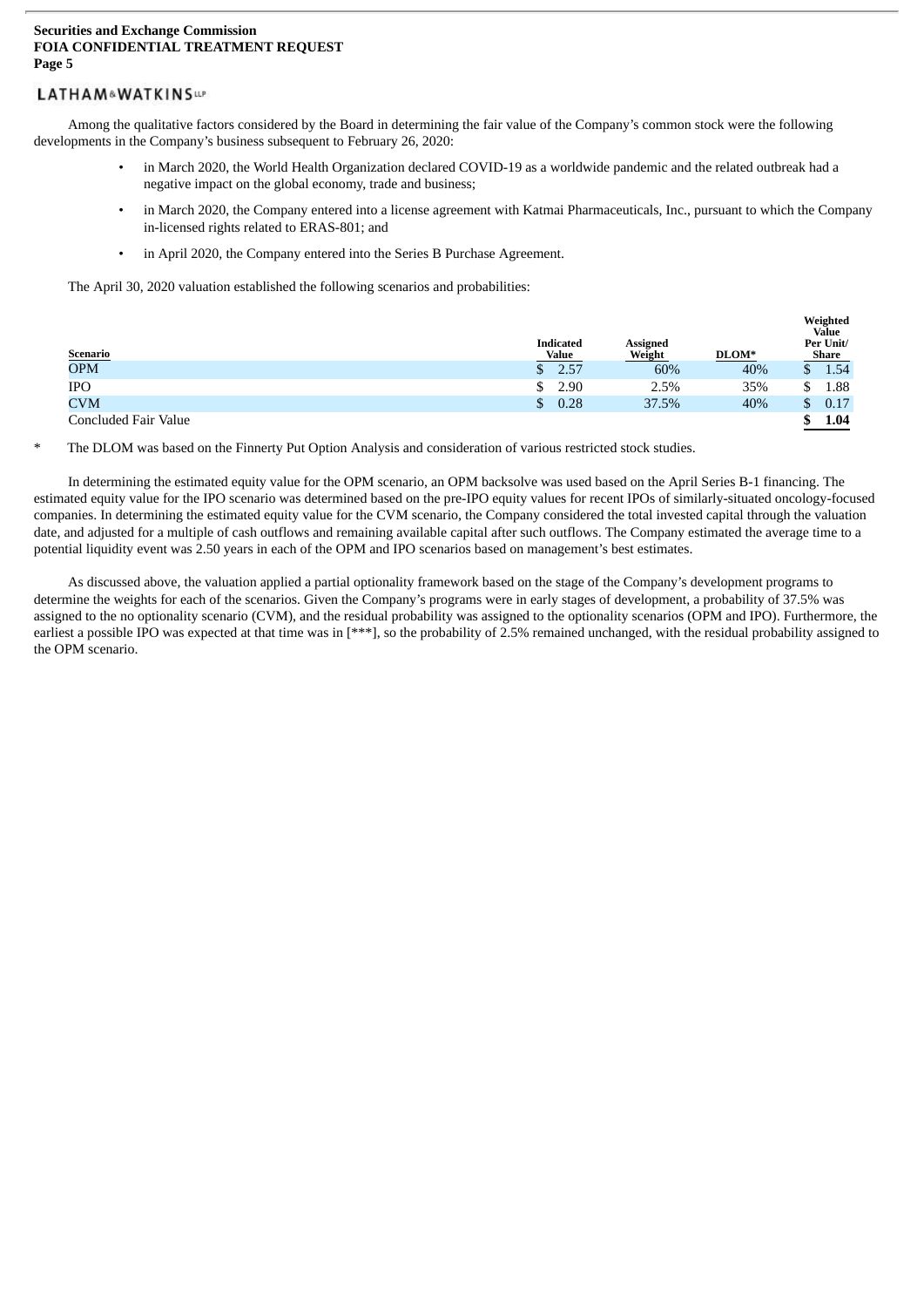Among the qualitative factors considered by the Board in determining the fair value of the Company's common stock were the following developments in the Company's business subsequent to February 26, 2020:

- in March 2020, the World Health Organization declared COVID-19 as a worldwide pandemic and the related outbreak had a negative impact on the global economy, trade and business;
- in March 2020, the Company entered into a license agreement with Katmai Pharmaceuticals, Inc., pursuant to which the Company in-licensed rights related to ERAS-801; and
- in April 2020, the Company entered into the Series B Purchase Agreement.

The April 30, 2020 valuation established the following scenarios and probabilities:

| Scenario | Indicated Value | Assigned Weight | DLOM* | Weighted Value Per Unit/ Share |
|---|---|---|---|---|
| OPM | $ 2.57 | 60% | 40% | $ 1.54 |
| IPO | $ 2.90 | 2.5% | 35% | $ 1.88 |
| CVM | $ 0.28 | 37.5% | 40% | $ 0.17 |
| Concluded Fair Value | | | | **$ 1.04** |

\* The DLOM was based on the Finnerty Put Option Analysis and consideration of various restricted stock studies.

In determining the estimated equity value for the OPM scenario, an OPM backsolve was used based on the April Series B-1 financing. The estimated equity value for the IPO scenario was determined based on the pre-IPO equity values for recent IPOs of similarly-situated oncology-focused companies. In determining the estimated equity value for the CVM scenario, the Company considered the total invested capital through the valuation date, and adjusted for a multiple of cash outflows and remaining available capital after such outflows. The Company estimated the average time to a potential liquidity event was 2.50 years in each of the OPM and IPO scenarios based on management's best estimates.

As discussed above, the valuation applied a partial optionality framework based on the stage of the Company's development programs to determine the weights for each of the scenarios. Given the Company's programs were in early stages of development, a probability of 37.5% was assigned to the no optionality scenario (CVM), and the residual probability was assigned to the optionality scenarios (OPM and IPO). Furthermore, the earliest a possible IPO was expected at that time was in [***], so the probability of 2.5% remained unchanged, with the residual probability assigned to the OPM scenario.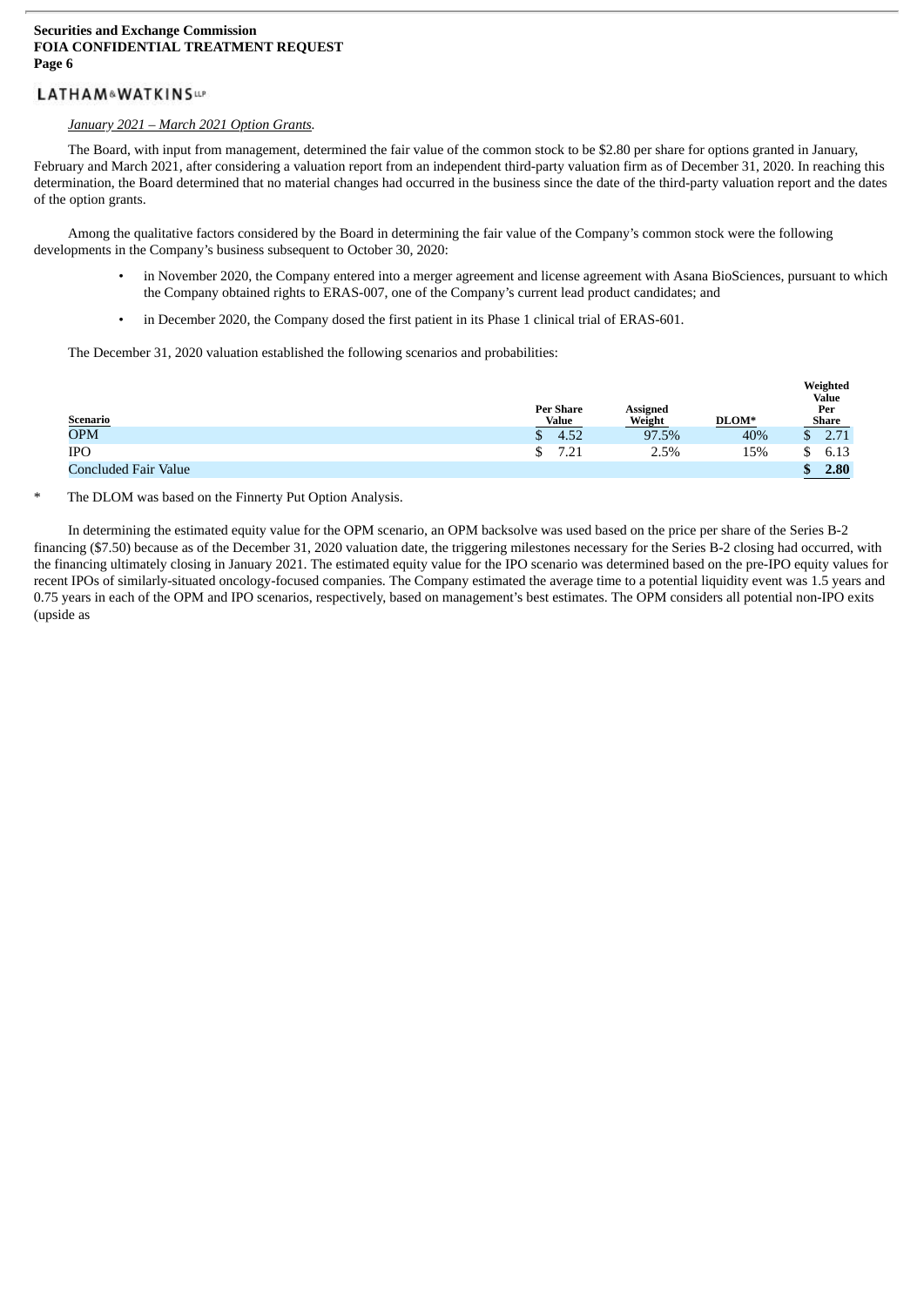*January 2021 – March 2021 Option Grants.*

The Board, with input from management, determined the fair value of the common stock to be $2.80 per share for options granted in January, February and March 2021, after considering a valuation report from an independent third-party valuation firm as of December 31, 2020. In reaching this determination, the Board determined that no material changes had occurred in the business since the date of the third-party valuation report and the dates of the option grants.

Among the qualitative factors considered by the Board in determining the fair value of the Company's common stock were the following developments in the Company's business subsequent to October 30, 2020:

- in November 2020, the Company entered into a merger agreement and license agreement with Asana BioSciences, pursuant to which the Company obtained rights to ERAS-007, one of the Company's current lead product candidates; and
- in December 2020, the Company dosed the first patient in its Phase 1 clinical trial of ERAS-601.

The December 31, 2020 valuation established the following scenarios and probabilities:

| Scenario | Per Share Value | Assigned Weight | DLOM* | Weighted Value Per Share |
|---|---|---|---|---|
| OPM | $ 4.52 | 97.5% | 40% | $ 2.71 |
| IPO | $ 7.21 | 2.5% | 15% | $ 6.13 |
| Concluded Fair Value | | | | **$ 2.80** |

\* The DLOM was based on the Finnerty Put Option Analysis.

In determining the estimated equity value for the OPM scenario, an OPM backsolve was used based on the price per share of the Series B-2 financing ($7.50) because as of the December 31, 2020 valuation date, the triggering milestones necessary for the Series B-2 closing had occurred, with the financing ultimately closing in January 2021. The estimated equity value for the IPO scenario was determined based on the pre-IPO equity values for recent IPOs of similarly-situated oncology-focused companies. The Company estimated the average time to a potential liquidity event was 1.5 years and 0.75 years in each of the OPM and IPO scenarios, respectively, based on management's best estimates. The OPM considers all potential non-IPO exits (upside as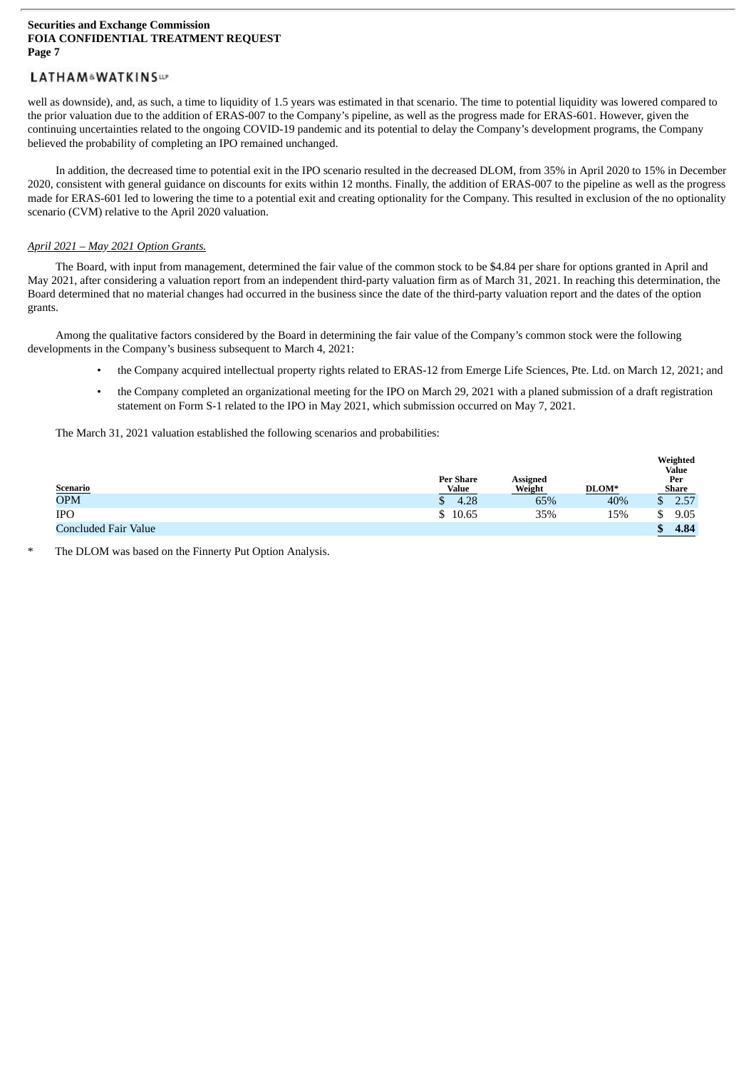well as downside), and, as such, a time to liquidity of 1.5 years was estimated in that scenario. The time to potential liquidity was lowered compared to the prior valuation due to the addition of ERAS-007 to the Company's pipeline, as well as the progress made for ERAS-601. However, given the continuing uncertainties related to the ongoing COVID-19 pandemic and its potential to delay the Company's development programs, the Company believed the probability of completing an IPO remained unchanged.

In addition, the decreased time to potential exit in the IPO scenario resulted in the decreased DLOM, from 35% in April 2020 to 15% in December 2020, consistent with general guidance on discounts for exits within 12 months. Finally, the addition of ERAS-007 to the pipeline as well as the progress made for ERAS-601 led to lowering the time to a potential exit and creating optionality for the Company. This resulted in exclusion of the no optionality scenario (CVM) relative to the April 2020 valuation.

*April 2021 – May 2021 Option Grants.*

The Board, with input from management, determined the fair value of the common stock to be $4.84 per share for options granted in April and May 2021, after considering a valuation report from an independent third-party valuation firm as of March 31, 2021. In reaching this determination, the Board determined that no material changes had occurred in the business since the date of the third-party valuation report and the dates of the option grants.

Among the qualitative factors considered by the Board in determining the fair value of the Company's common stock were the following developments in the Company's business subsequent to March 4, 2021:

- the Company acquired intellectual property rights related to ERAS-12 from Emerge Life Sciences, Pte. Ltd. on March 12, 2021; and
- the Company completed an organizational meeting for the IPO on March 29, 2021 with a planed submission of a draft registration statement on Form S-1 related to the IPO in May 2021, which submission occurred on May 7, 2021.

The March 31, 2021 valuation established the following scenarios and probabilities:

| Scenario | Per Share Value | Assigned Weight | DLOM* | Weighted Value Per Share |
|---|---|---|---|---|
| OPM | $ 4.28 | 65% | 40% | $ 2.57 |
| IPO | $ 10.65 | 35% | 15% | $ 9.05 |
| Concluded Fair Value | | | | **$ 4.84** |

\* The DLOM was based on the Finnerty Put Option Analysis.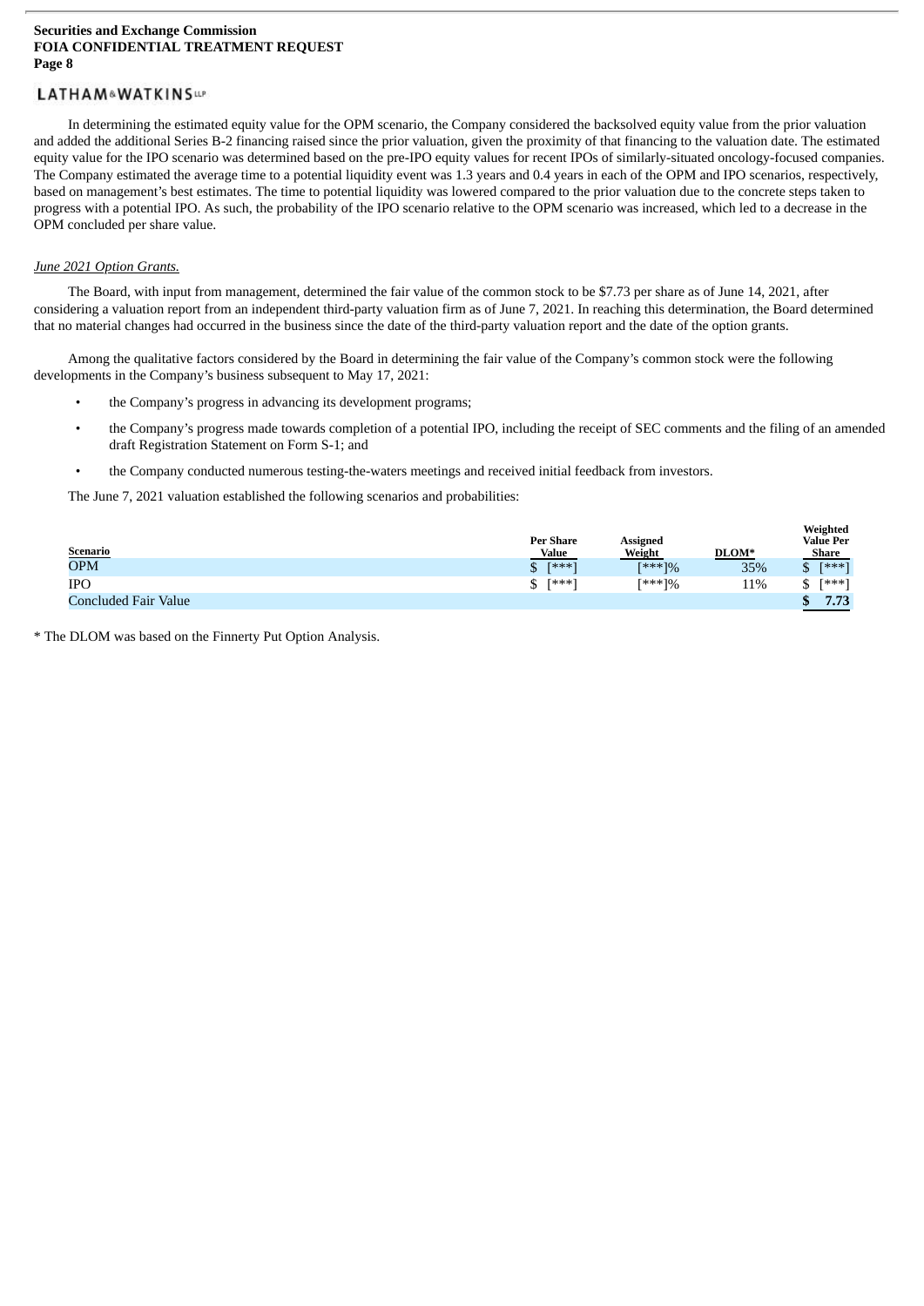In determining the estimated equity value for the OPM scenario, the Company considered the backsolved equity value from the prior valuation and added the additional Series B-2 financing raised since the prior valuation, given the proximity of that financing to the valuation date. The estimated equity value for the IPO scenario was determined based on the pre-IPO equity values for recent IPOs of similarly-situated oncology-focused companies. The Company estimated the average time to a potential liquidity event was 1.3 years and 0.4 years in each of the OPM and IPO scenarios, respectively, based on management's best estimates. The time to potential liquidity was lowered compared to the prior valuation due to the concrete steps taken to progress with a potential IPO. As such, the probability of the IPO scenario relative to the OPM scenario was increased, which led to a decrease in the OPM concluded per share value.

*June 2021 Option Grants.*

The Board, with input from management, determined the fair value of the common stock to be $7.73 per share as of June 14, 2021, after considering a valuation report from an independent third-party valuation firm as of June 7, 2021. In reaching this determination, the Board determined that no material changes had occurred in the business since the date of the third-party valuation report and the date of the option grants.

Among the qualitative factors considered by the Board in determining the fair value of the Company's common stock were the following developments in the Company's business subsequent to May 17, 2021:

- the Company's progress in advancing its development programs;
- the Company's progress made towards completion of a potential IPO, including the receipt of SEC comments and the filing of an amended draft Registration Statement on Form S-1; and
- the Company conducted numerous testing-the-waters meetings and received initial feedback from investors.

The June 7, 2021 valuation established the following scenarios and probabilities:

| Scenario | Per Share Value | Assigned Weight | DLOM* | Weighted Value Per Share |
|---|---|---|---|---|
| OPM | $ [***] | [***]% | 35% | $ [***] |
| IPO | $ [***] | [***]% | 11% | $ [***] |
| Concluded Fair Value | | | | **$ 7.73** |

* The DLOM was based on the Finnerty Put Option Analysis.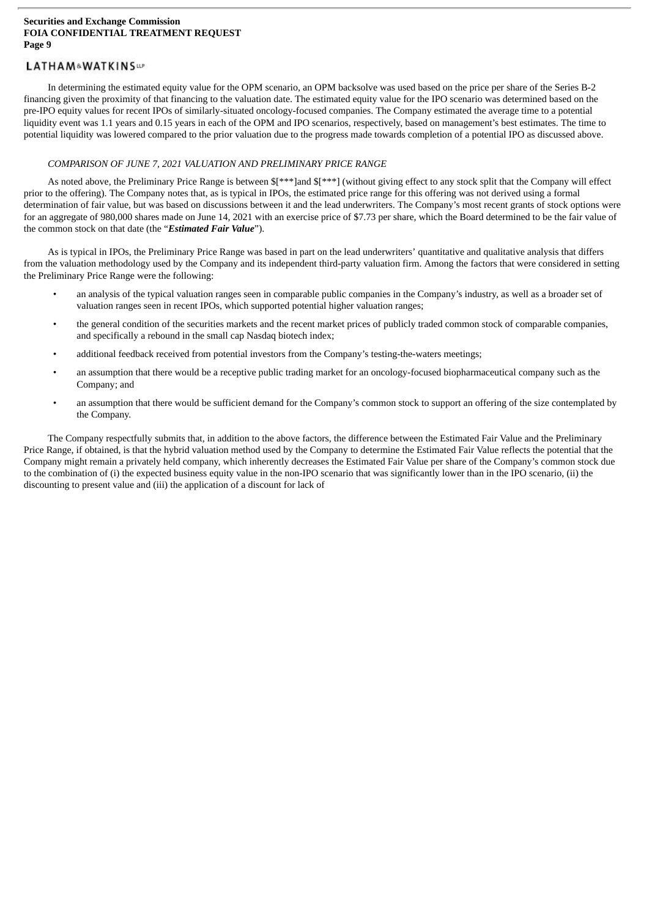In determining the estimated equity value for the OPM scenario, an OPM backsolve was used based on the price per share of the Series B-2 financing given the proximity of that financing to the valuation date. The estimated equity value for the IPO scenario was determined based on the pre-IPO equity values for recent IPOs of similarly-situated oncology-focused companies. The Company estimated the average time to a potential liquidity event was 1.1 years and 0.15 years in each of the OPM and IPO scenarios, respectively, based on management's best estimates. The time to potential liquidity was lowered compared to the prior valuation due to the progress made towards completion of a potential IPO as discussed above.

*COMPARISON OF JUNE 7, 2021 VALUATION AND PRELIMINARY PRICE RANGE*

As noted above, the Preliminary Price Range is between $[***]and $[***] (without giving effect to any stock split that the Company will effect prior to the offering). The Company notes that, as is typical in IPOs, the estimated price range for this offering was not derived using a formal determination of fair value, but was based on discussions between it and the lead underwriters. The Company's most recent grants of stock options were for an aggregate of 980,000 shares made on June 14, 2021 with an exercise price of $7.73 per share, which the Board determined to be the fair value of the common stock on that date (the "***Estimated Fair Value***").

As is typical in IPOs, the Preliminary Price Range was based in part on the lead underwriters' quantitative and qualitative analysis that differs from the valuation methodology used by the Company and its independent third-party valuation firm. Among the factors that were considered in setting the Preliminary Price Range were the following:

- an analysis of the typical valuation ranges seen in comparable public companies in the Company's industry, as well as a broader set of valuation ranges seen in recent IPOs, which supported potential higher valuation ranges;
- the general condition of the securities markets and the recent market prices of publicly traded common stock of comparable companies, and specifically a rebound in the small cap Nasdaq biotech index;
- additional feedback received from potential investors from the Company's testing-the-waters meetings;
- an assumption that there would be a receptive public trading market for an oncology-focused biopharmaceutical company such as the Company; and
- an assumption that there would be sufficient demand for the Company's common stock to support an offering of the size contemplated by the Company.

The Company respectfully submits that, in addition to the above factors, the difference between the Estimated Fair Value and the Preliminary Price Range, if obtained, is that the hybrid valuation method used by the Company to determine the Estimated Fair Value reflects the potential that the Company might remain a privately held company, which inherently decreases the Estimated Fair Value per share of the Company's common stock due to the combination of (i) the expected business equity value in the non-IPO scenario that was significantly lower than in the IPO scenario, (ii) the discounting to present value and (iii) the application of a discount for lack of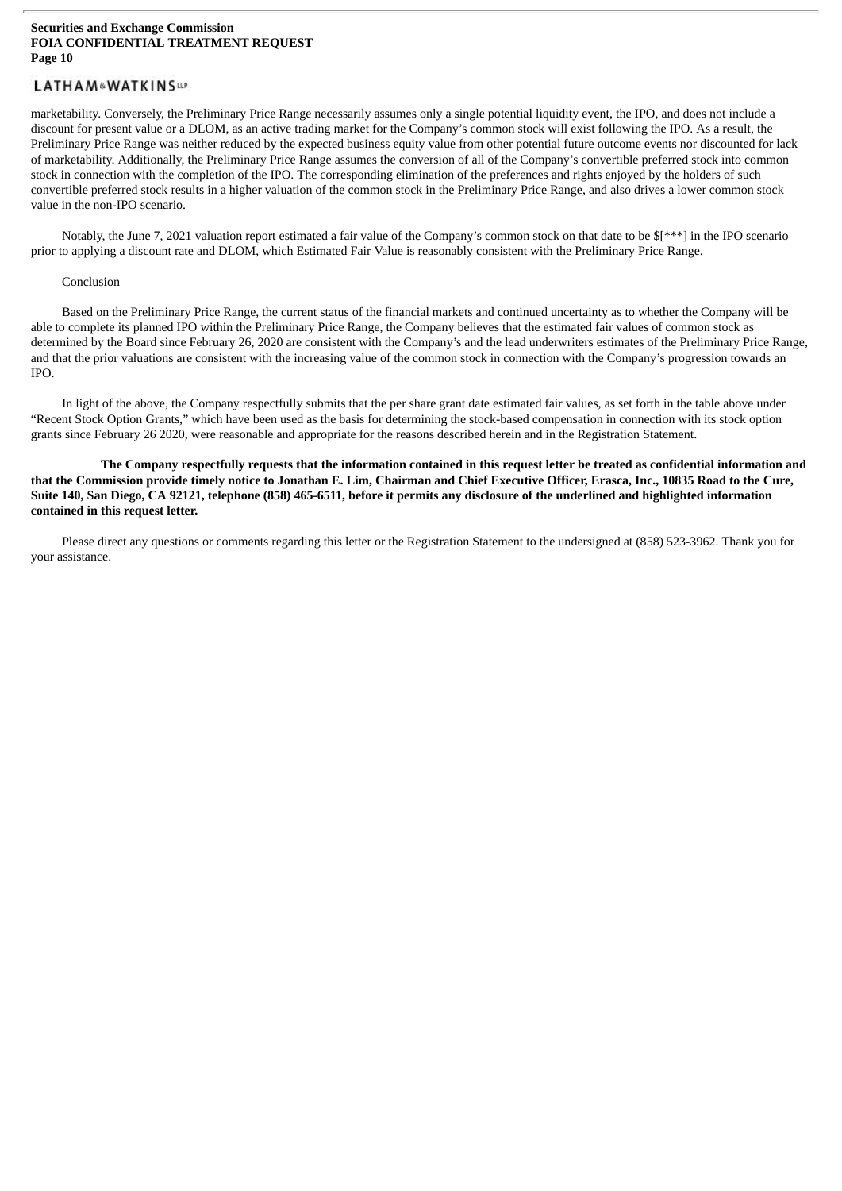marketability. Conversely, the Preliminary Price Range necessarily assumes only a single potential liquidity event, the IPO, and does not include a discount for present value or a DLOM, as an active trading market for the Company's common stock will exist following the IPO. As a result, the Preliminary Price Range was neither reduced by the expected business equity value from other potential future outcome events nor discounted for lack of marketability. Additionally, the Preliminary Price Range assumes the conversion of all of the Company's convertible preferred stock into common stock in connection with the completion of the IPO. The corresponding elimination of the preferences and rights enjoyed by the holders of such convertible preferred stock results in a higher valuation of the common stock in the Preliminary Price Range, and also drives a lower common stock value in the non-IPO scenario.

Notably, the June 7, 2021 valuation report estimated a fair value of the Company's common stock on that date to be $[***] in the IPO scenario prior to applying a discount rate and DLOM, which Estimated Fair Value is reasonably consistent with the Preliminary Price Range.

Conclusion

Based on the Preliminary Price Range, the current status of the financial markets and continued uncertainty as to whether the Company will be able to complete its planned IPO within the Preliminary Price Range, the Company believes that the estimated fair values of common stock as determined by the Board since February 26, 2020 are consistent with the Company's and the lead underwriters estimates of the Preliminary Price Range, and that the prior valuations are consistent with the increasing value of the common stock in connection with the Company's progression towards an IPO.

In light of the above, the Company respectfully submits that the per share grant date estimated fair values, as set forth in the table above under "Recent Stock Option Grants," which have been used as the basis for determining the stock-based compensation in connection with its stock option grants since February 26 2020, were reasonable and appropriate for the reasons described herein and in the Registration Statement.

**The Company respectfully requests that the information contained in this request letter be treated as confidential information and that the Commission provide timely notice to Jonathan E. Lim, Chairman and Chief Executive Officer, Erasca, Inc., 10835 Road to the Cure, Suite 140, San Diego, CA 92121, telephone (858) 465-6511, before it permits any disclosure of the underlined and highlighted information contained in this request letter.**

Please direct any questions or comments regarding this letter or the Registration Statement to the undersigned at (858) 523-3962. Thank you for your assistance.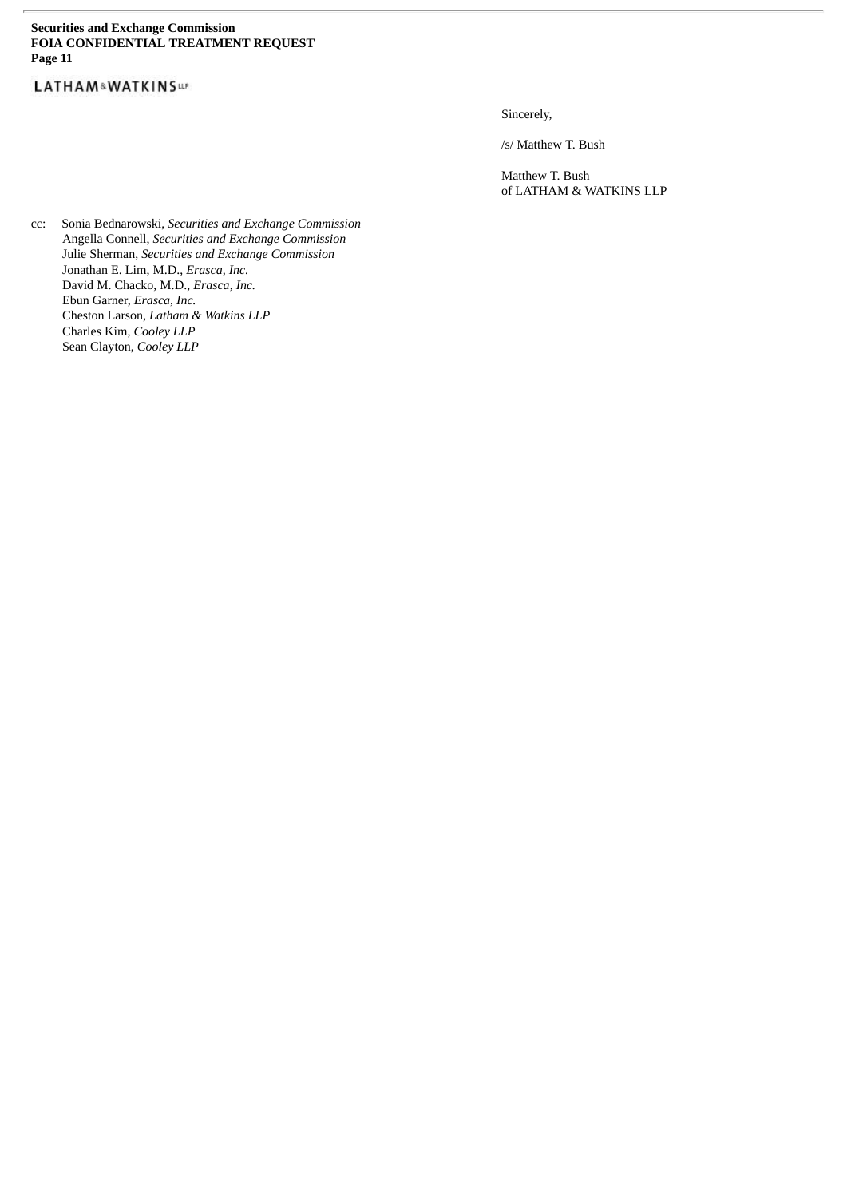Sincerely,

/s/ Matthew T. Bush

Matthew T. Bush
of LATHAM & WATKINS LLP

cc: Sonia Bednarowski, *Securities and Exchange Commission*
Angella Connell, *Securities and Exchange Commission*
Julie Sherman, *Securities and Exchange Commission*
Jonathan E. Lim, M.D., *Erasca, Inc.*
David M. Chacko, M.D., *Erasca, Inc.*
Ebun Garner, *Erasca, Inc.*
Cheston Larson, *Latham & Watkins LLP*
Charles Kim, *Cooley LLP*
Sean Clayton, *Cooley LLP*